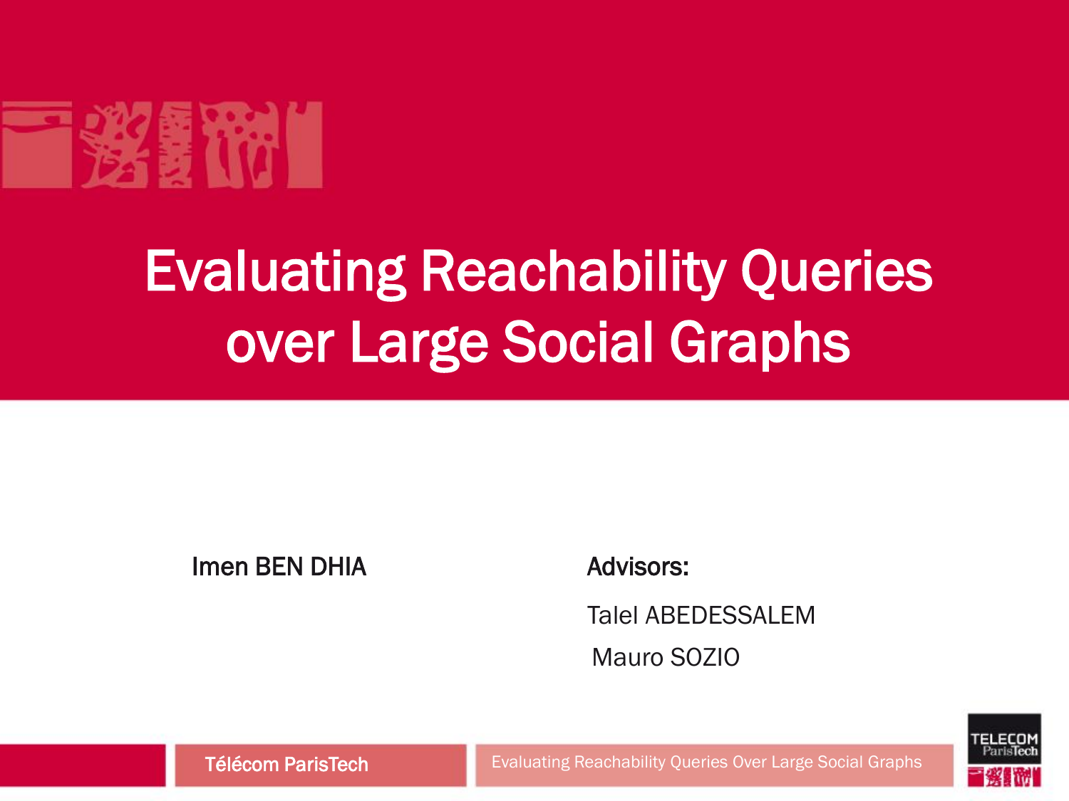# Evaluating Reachability Queries over Large Social Graphs

Imen BEN DHIA

**Advisors:**

Talel ABEDESSALEM

Mauro SOZIO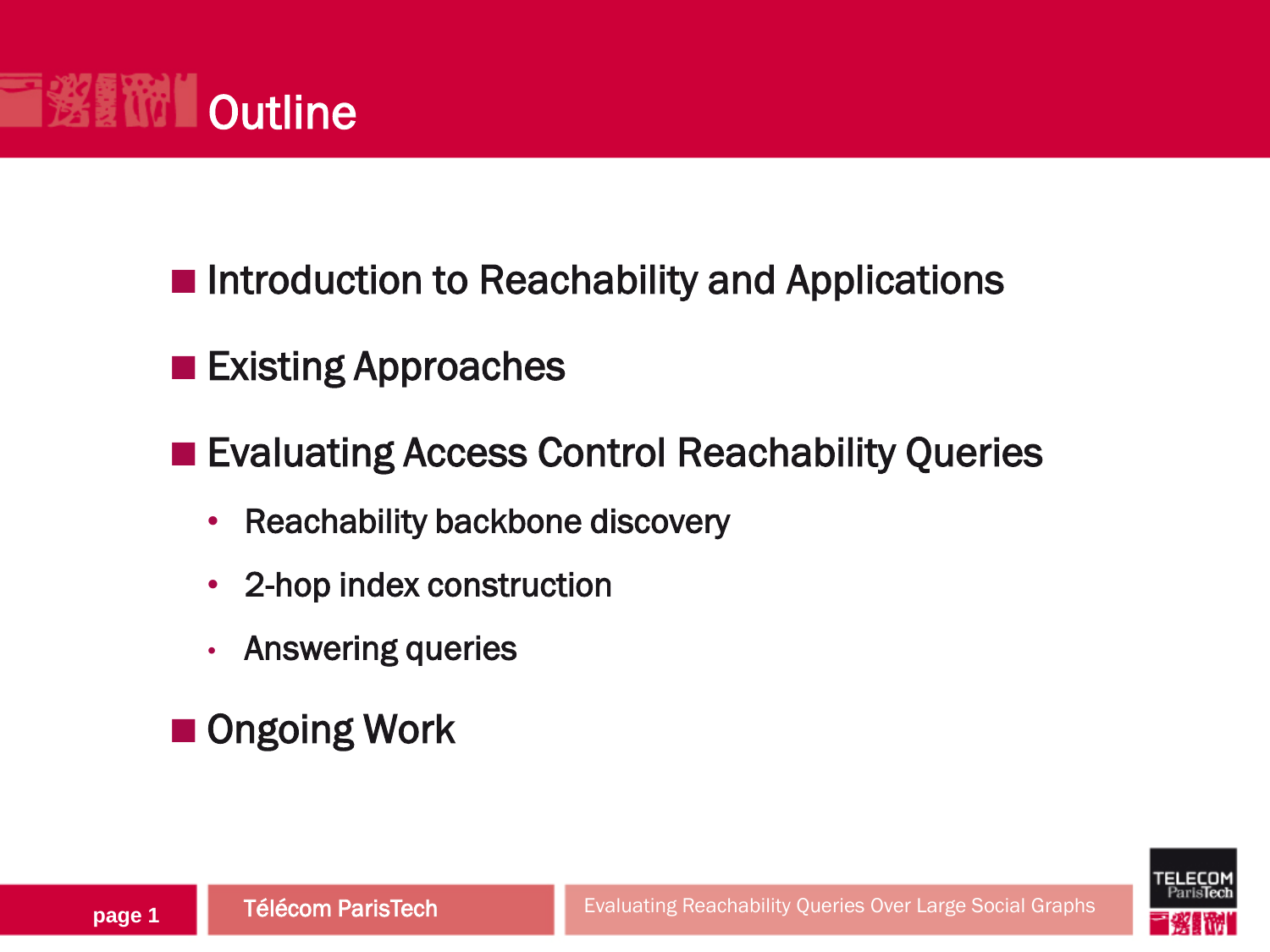# Outline

- Introduction to Reachability and Applications
- Existing Approaches
- Evaluating Access Control Reachability Queries
  - Reachability backbone discovery
  - 2-hop index construction
  - Answering queries
- Ongoing Work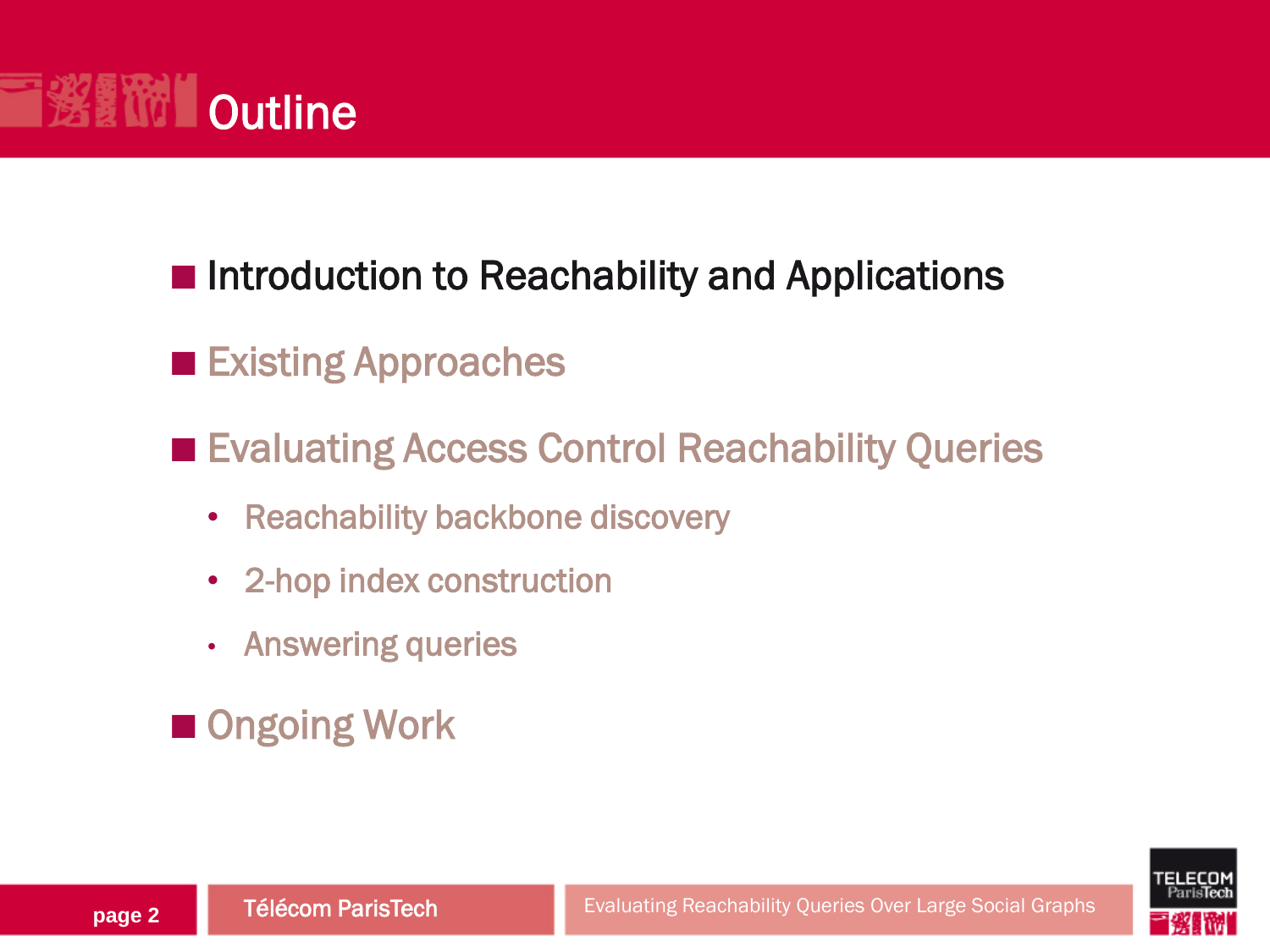# Outline

- **Introduction to Reachability and Applications**
- Existing Approaches
- Evaluating Access Control Reachability Queries
  - Reachability backbone discovery
  - 2-hop index construction
  - Answering queries
- Ongoing Work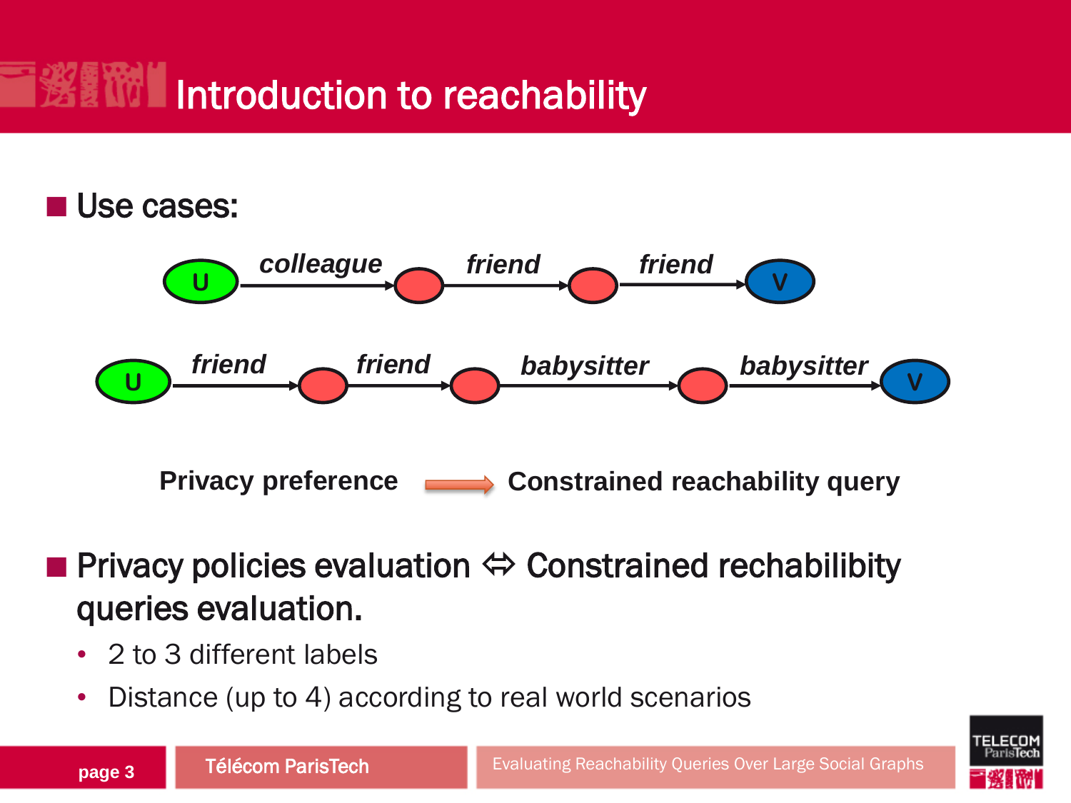# Introduction to reachability

- Use cases:

U —colleague→ ● —friend→ ● —friend→ V

U —friend→ ● —friend→ ● —babysitter→ ● —babysitter→ V

**Privacy preference** → **Constrained reachability query**

- Privacy policies evaluation ⇔ Constrained rechabilibity queries evaluation.
  - 2 to 3 different labels
  - Distance (up to 4) according to real world scenarios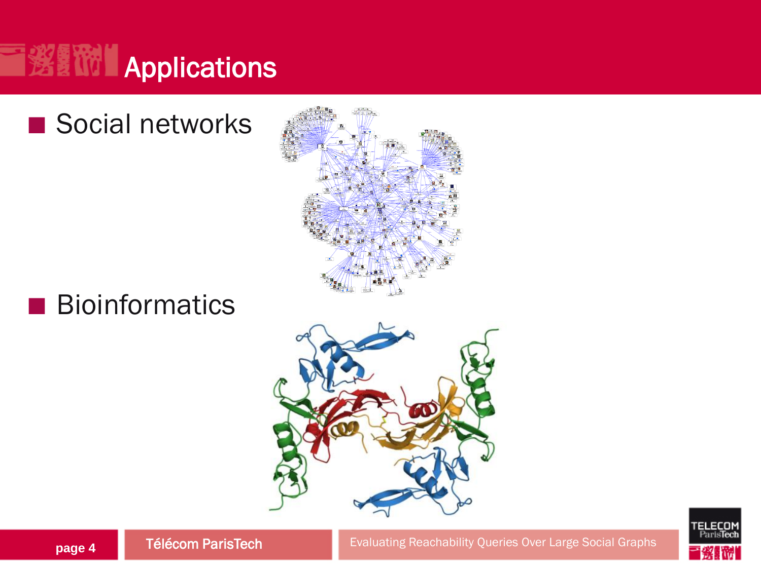# Applications

- Social networks
- Bioinformatics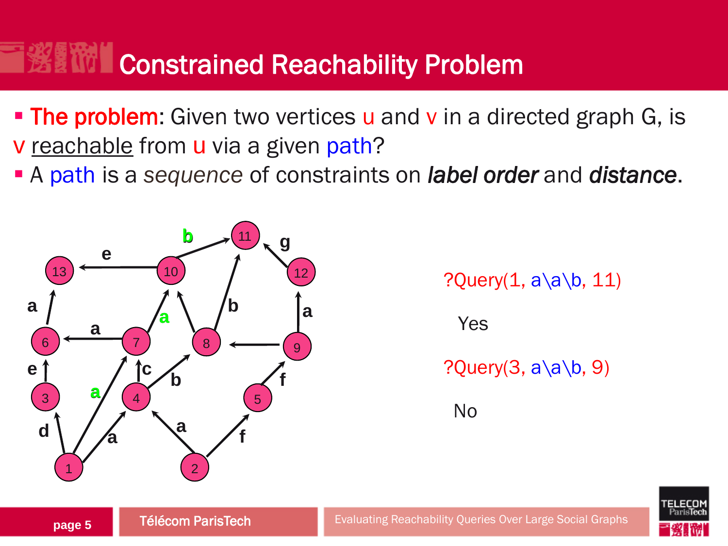# Constrained Reachability Problem

- **The problem**: Given two vertices u and v in a directed graph G, is v <u>reachable</u> from u via a given path?
- A path is a *sequence* of constraints on ***label order*** and ***distance***.

?Query(1, a\a\b, 11)

Yes

?Query(3, a\a\b, 9)

No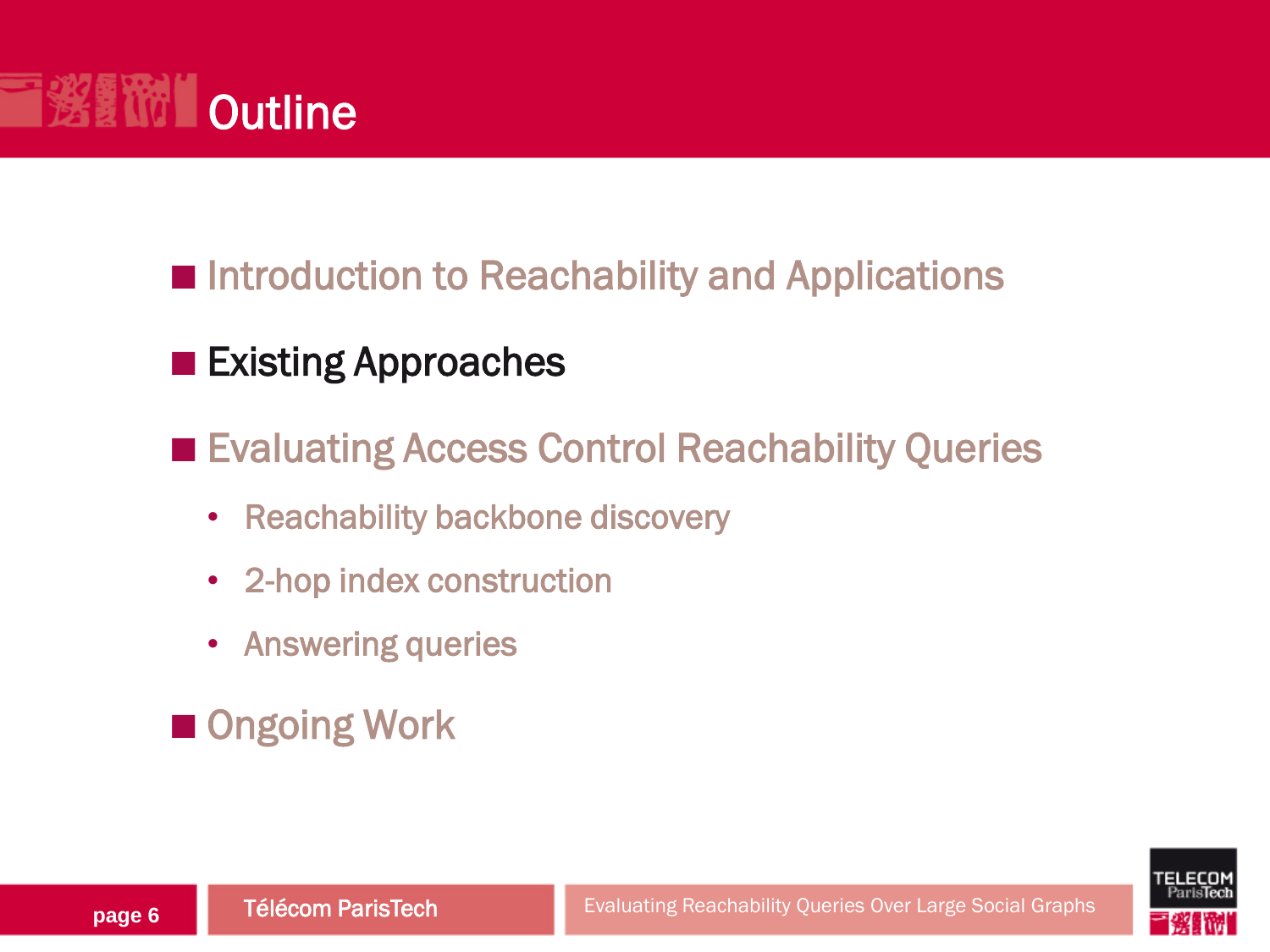# Outline

- Introduction to Reachability and Applications
- Existing Approaches
- Evaluating Access Control Reachability Queries
  - Reachability backbone discovery
  - 2-hop index construction
  - Answering queries
- Ongoing Work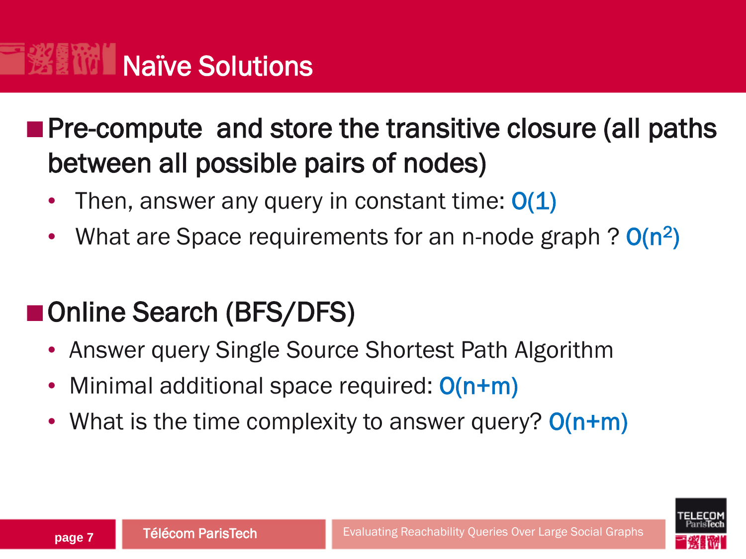# Naïve Solutions

- **Pre-compute and store the transitive closure (all paths between all possible pairs of nodes)**
  - Then, answer any query in constant time: $O(1)$
  - What are Space requirements for an n-node graph ? $O(n^2)$

- **Online Search (BFS/DFS)**
  - Answer query Single Source Shortest Path Algorithm
  - Minimal additional space required: $O(n+m)$
  - What is the time complexity to answer query? $O(n+m)$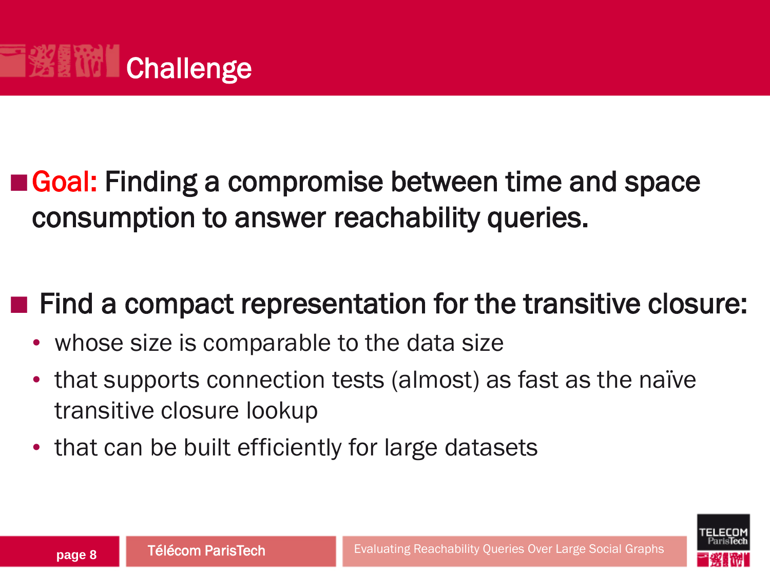# Challenge

- **Goal:** Finding a compromise between time and space consumption to answer reachability queries.

- Find a compact representation for the transitive closure:
  - whose size is comparable to the data size
  - that supports connection tests (almost) as fast as the naïve transitive closure lookup
  - that can be built efficiently for large datasets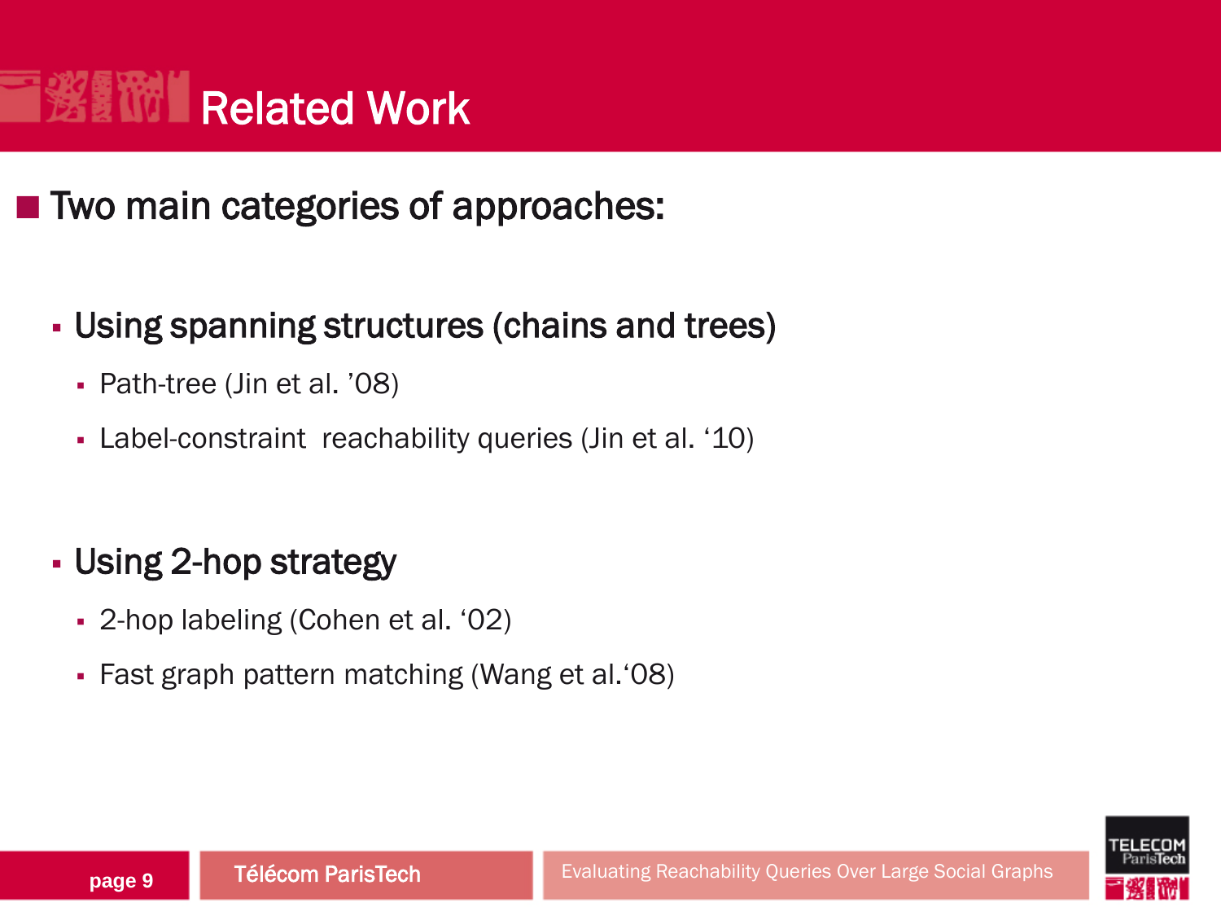# Related Work

- Two main categories of approaches:
  - Using spanning structures (chains and trees)
    - Path-tree (Jin et al. ’08)
    - Label-constraint  reachability queries (Jin et al. ‘10)
  - Using 2-hop strategy
    - 2-hop labeling (Cohen et al. ‘02)
    - Fast graph pattern matching (Wang et al.‘08)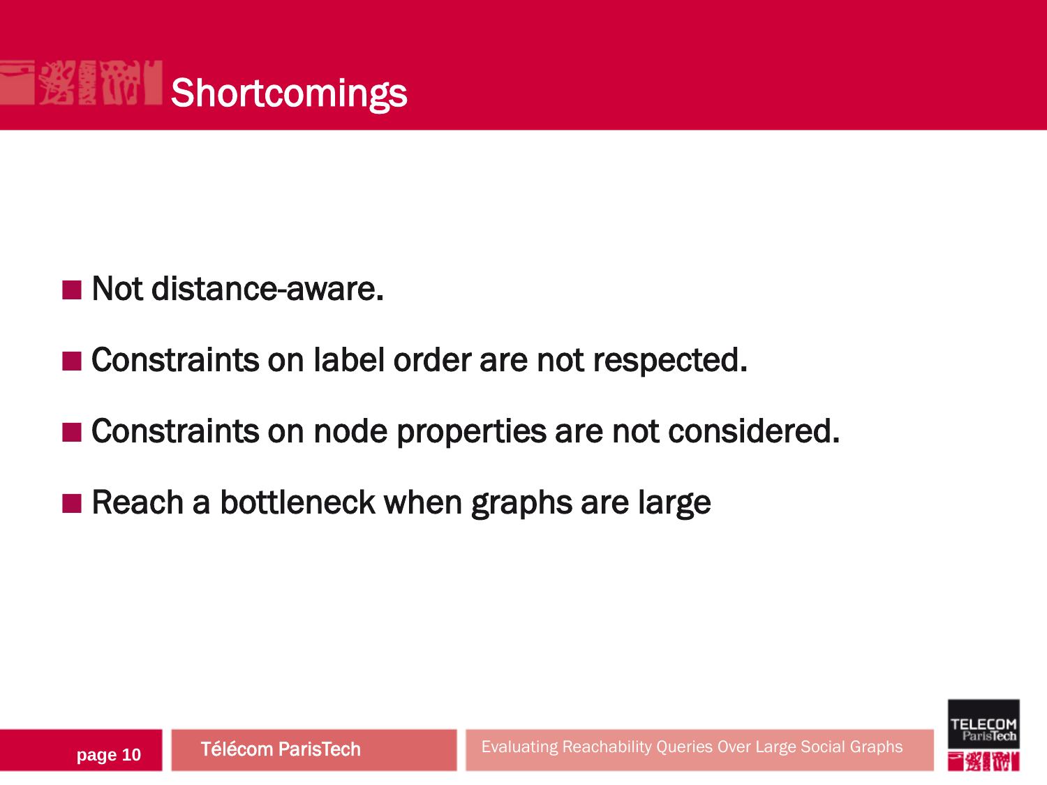# Shortcomings

- Not distance-aware.
- Constraints on label order are not respected.
- Constraints on node properties are not considered.
- Reach a bottleneck when graphs are large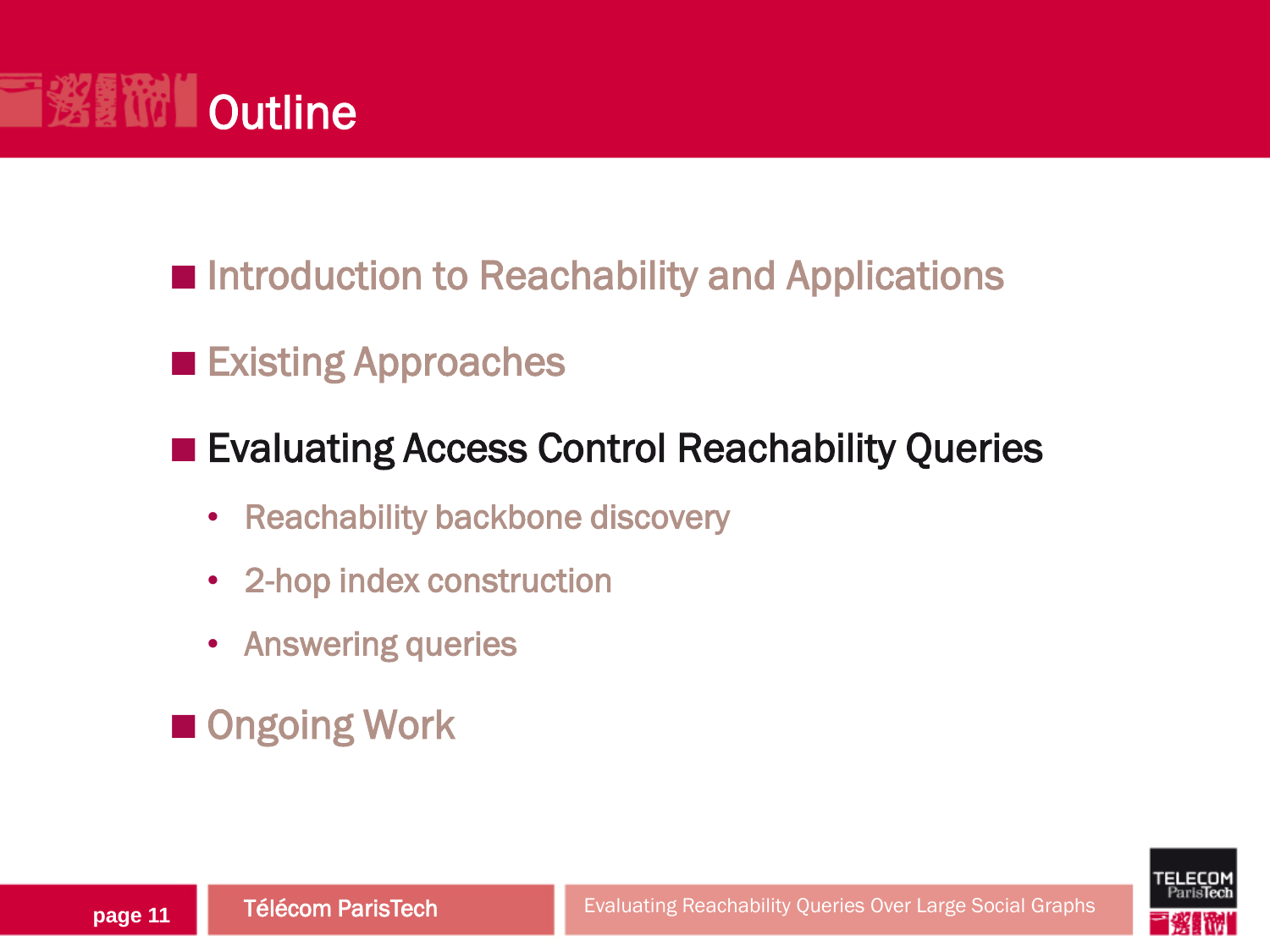# Outline

- Introduction to Reachability and Applications
- Existing Approaches
- Evaluating Access Control Reachability Queries
  - Reachability backbone discovery
  - 2-hop index construction
  - Answering queries
- Ongoing Work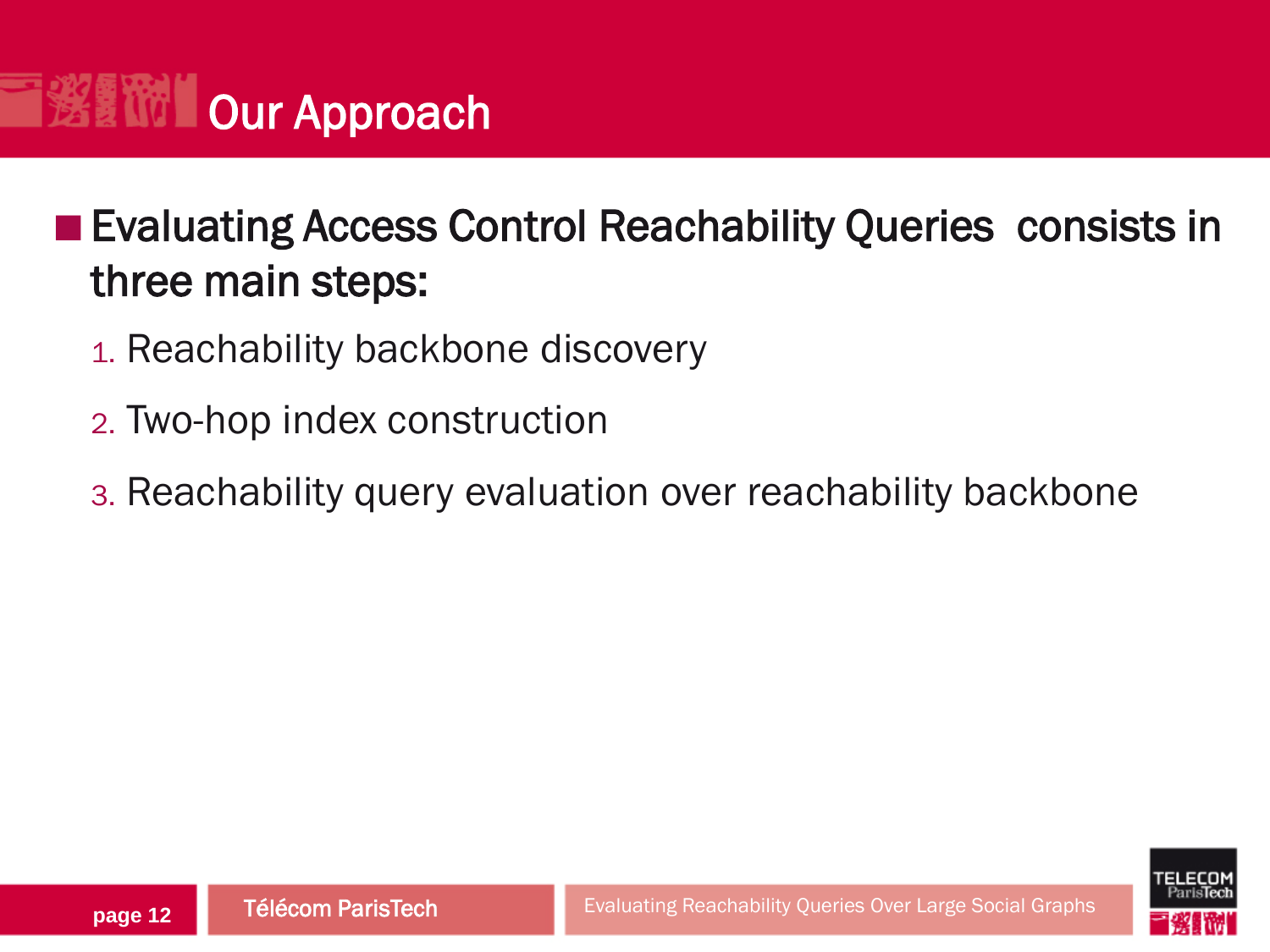# Our Approach

- Evaluating Access Control Reachability Queries consists in three main steps:
  1. Reachability backbone discovery
  2. Two-hop index construction
  3. Reachability query evaluation over reachability backbone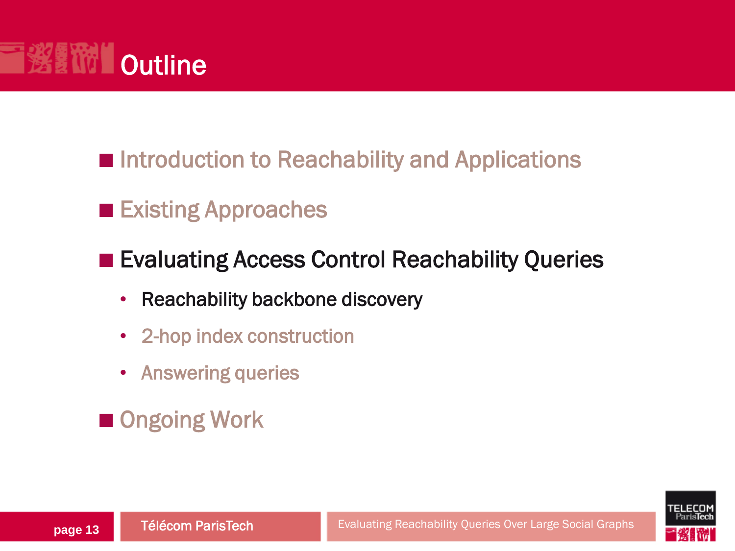# Outline

- Introduction to Reachability and Applications
- Existing Approaches
- Evaluating Access Control Reachability Queries
  - Reachability backbone discovery
  - 2-hop index construction
  - Answering queries
- Ongoing Work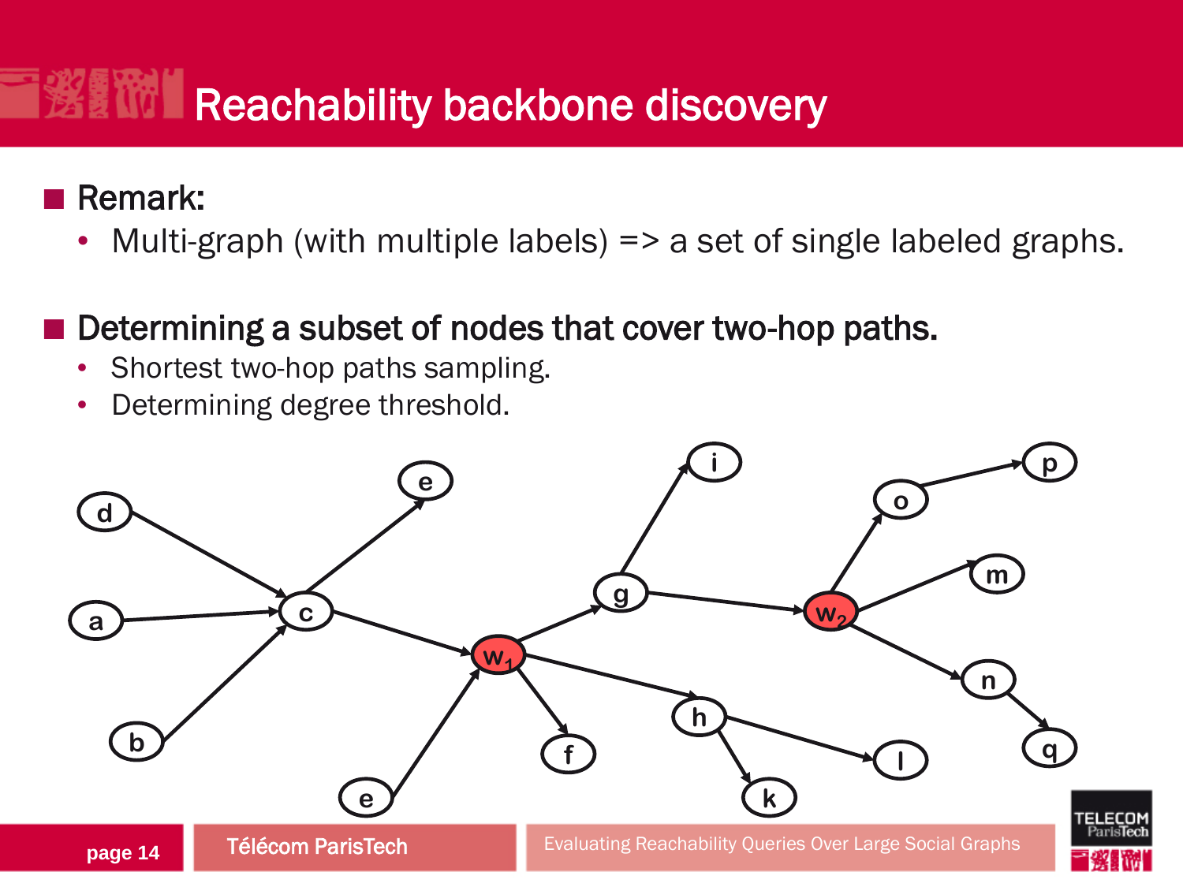# Reachability backbone discovery

- **Remark:**
  - Multi-graph (with multiple labels) => a set of single labeled graphs.

- **Determining a subset of nodes that cover two-hop paths.**
  - Shortest two-hop paths sampling.
  - Determining degree threshold.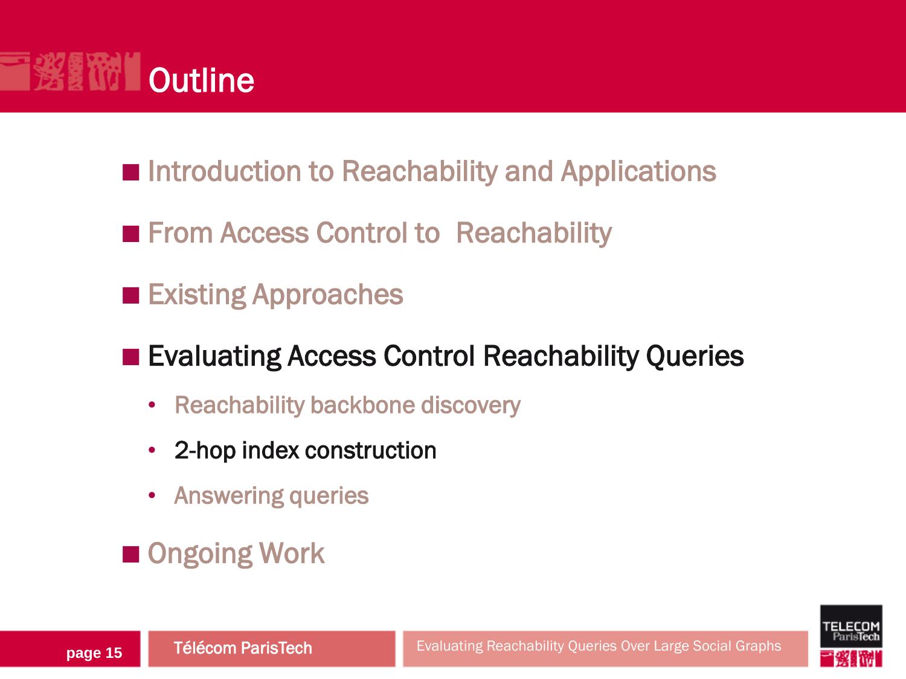# Outline

- Introduction to Reachability and Applications
- From Access Control to Reachability
- Existing Approaches
- Evaluating Access Control Reachability Queries
  - Reachability backbone discovery
  - 2-hop index construction
  - Answering queries
- Ongoing Work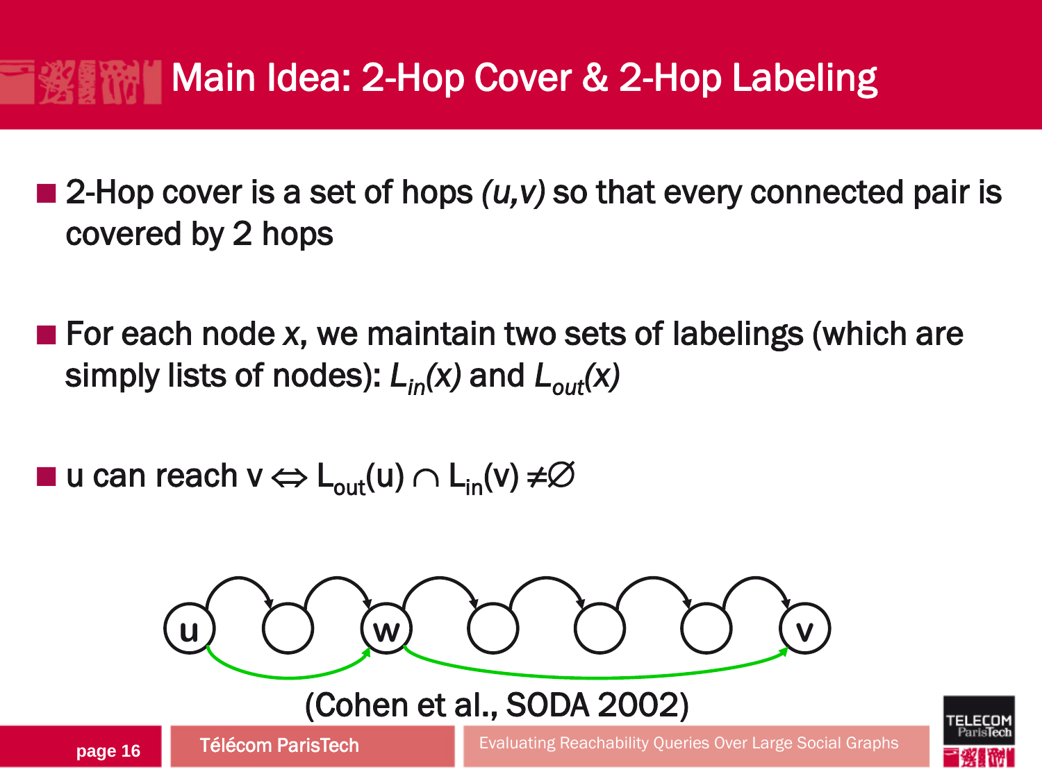# Main Idea: 2-Hop Cover & 2-Hop Labeling

- 2-Hop cover is a set of hops *(u,v)* so that every connected pair is covered by 2 hops

- For each node *x*, we maintain two sets of labelings (which are simply lists of nodes): $L_{in}(x)$ and $L_{out}(x)$

- u can reach v $\Leftrightarrow L_{out}(u) \cap L_{in}(v) \neq \emptyset$

(Cohen et al., SODA 2002)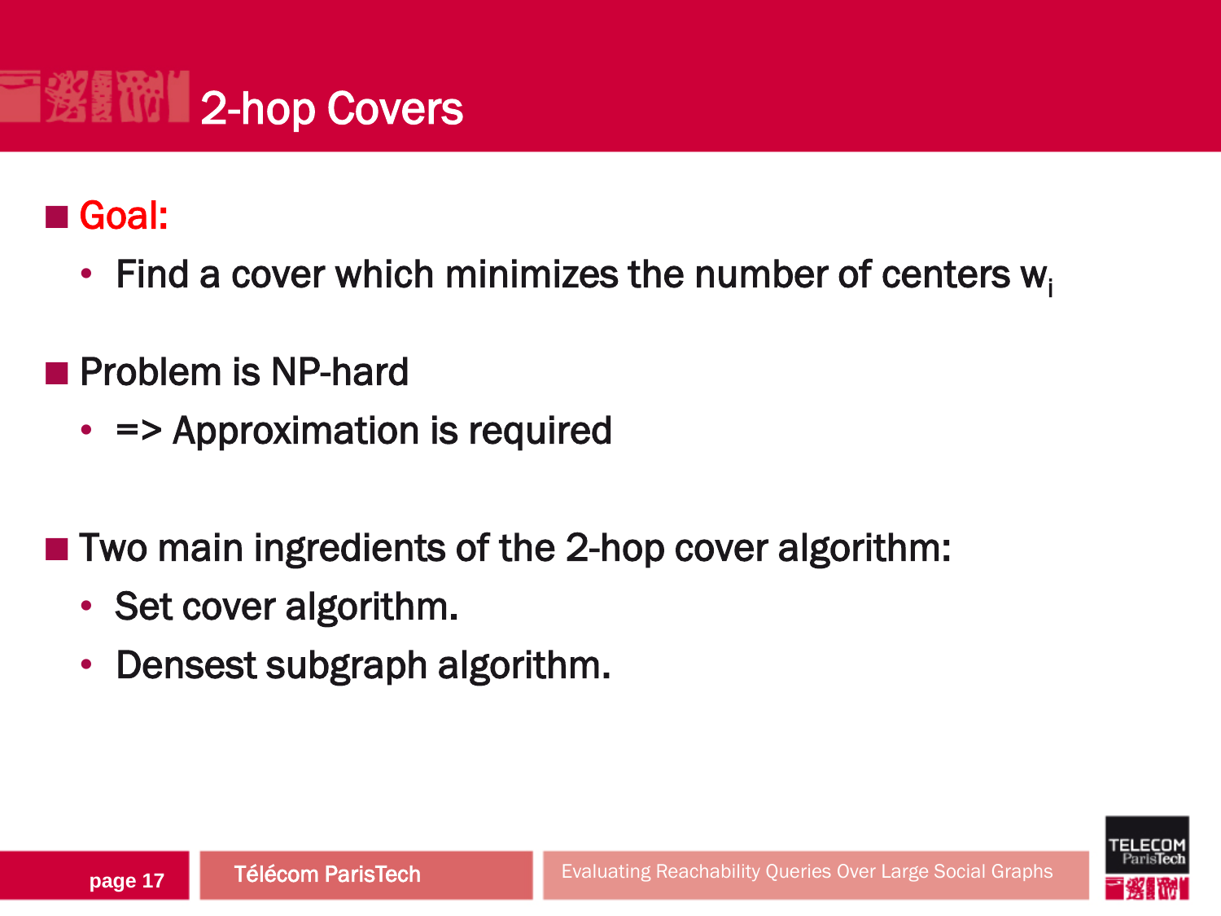# 2-hop Covers

- **Goal:**
  - Find a cover which minimizes the number of centers $w_i$
- Problem is NP-hard
  - => Approximation is required
- Two main ingredients of the 2-hop cover algorithm:
  - Set cover algorithm.
  - Densest subgraph algorithm.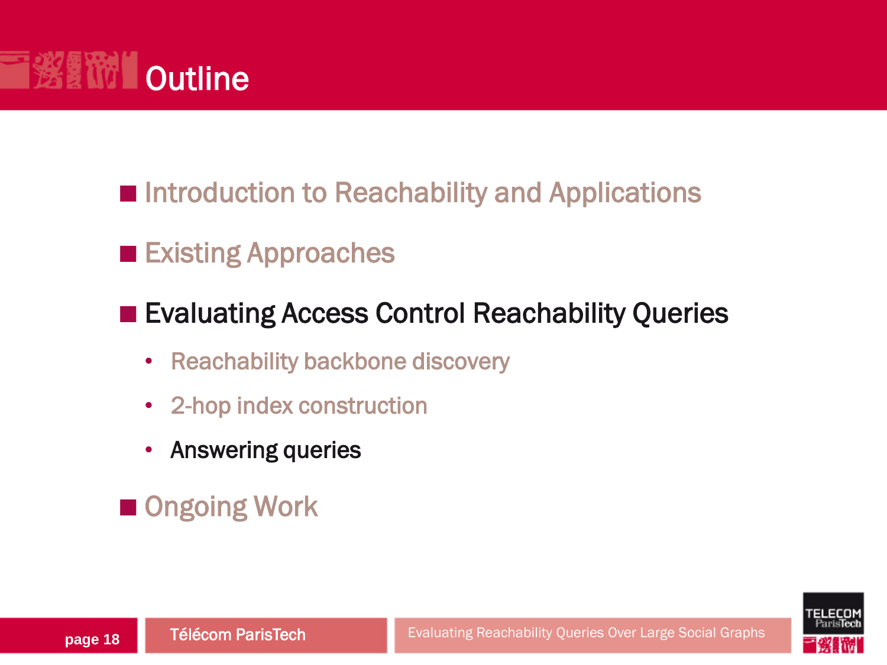# Outline

- Introduction to Reachability and Applications
- Existing Approaches
- Evaluating Access Control Reachability Queries
  - Reachability backbone discovery
  - 2-hop index construction
  - Answering queries
- Ongoing Work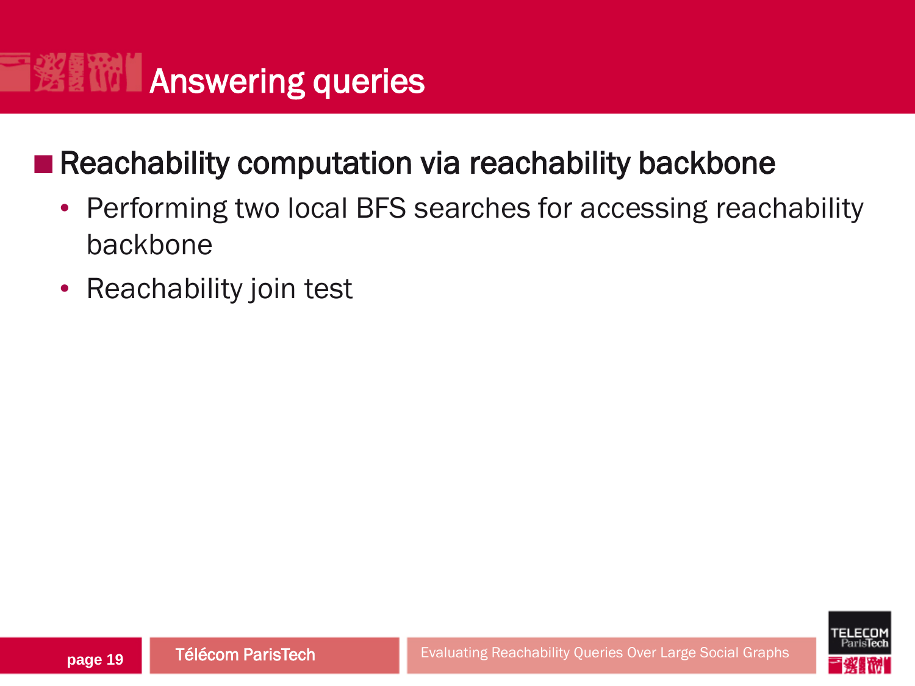# Answering queries

- Reachability computation via reachability backbone
  - Performing two local BFS searches for accessing reachability backbone
  - Reachability join test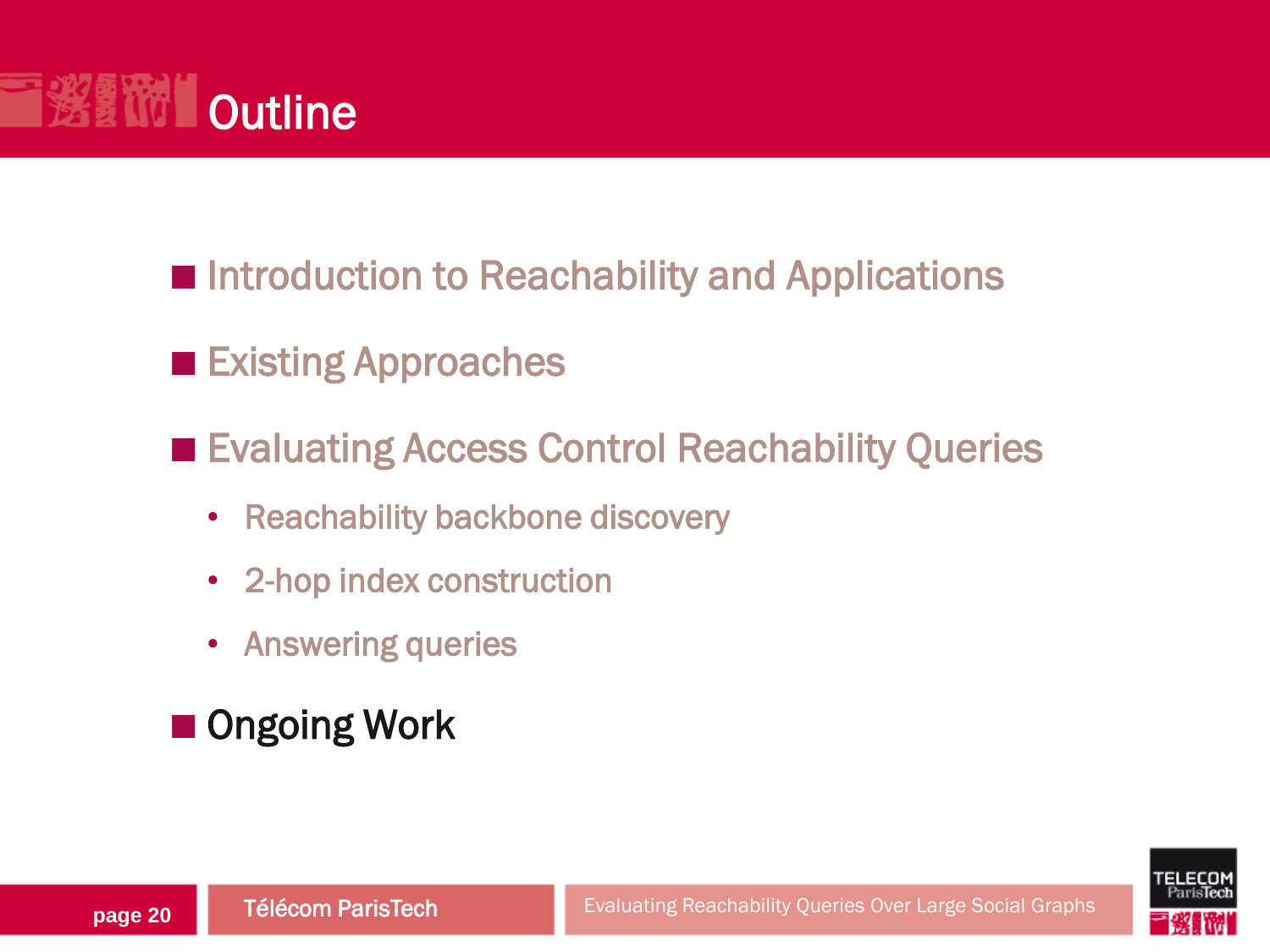# Outline

- Introduction to Reachability and Applications
- Existing Approaches
- Evaluating Access Control Reachability Queries
  - Reachability backbone discovery
  - 2-hop index construction
  - Answering queries
- Ongoing Work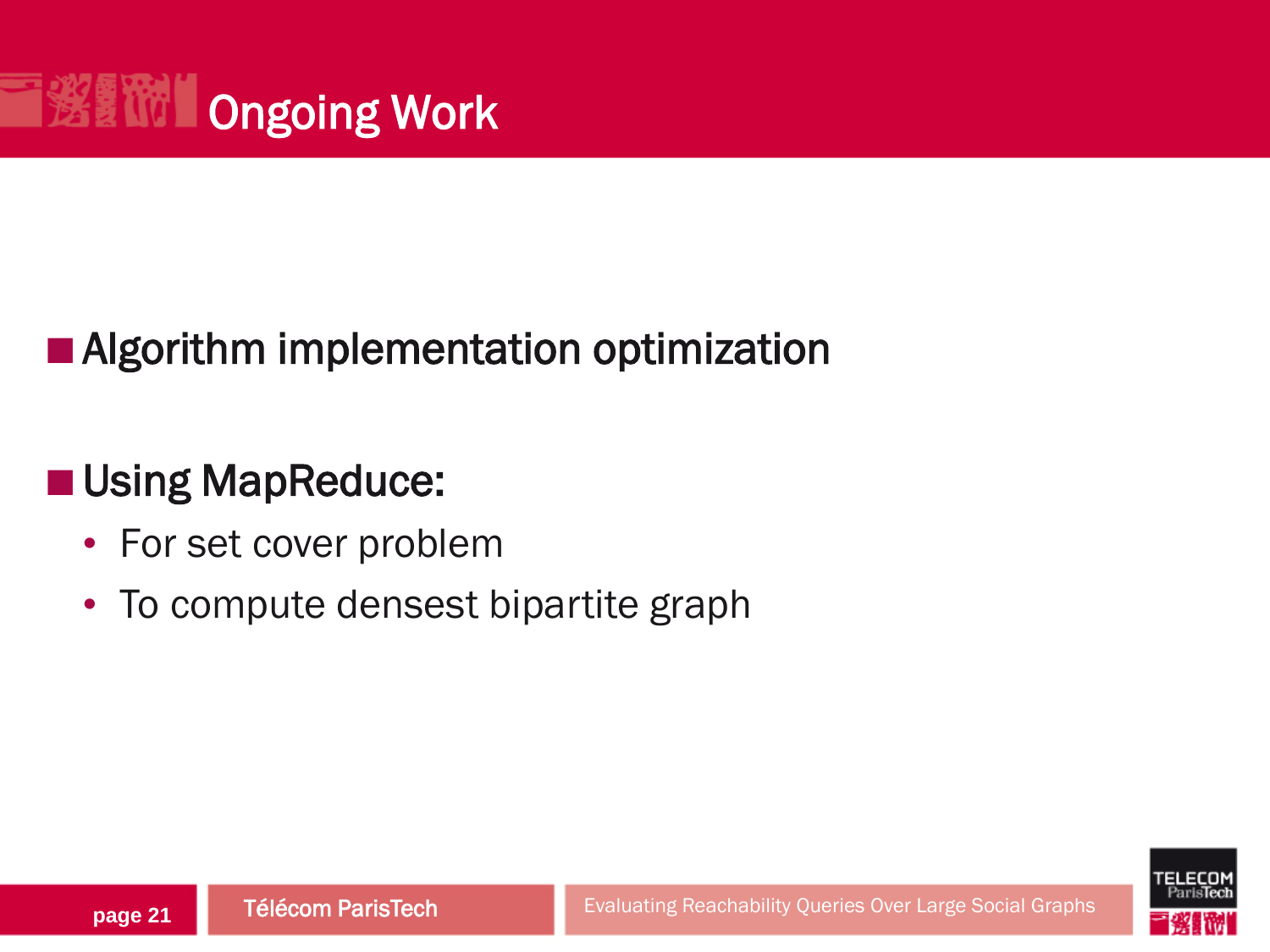# Ongoing Work

- Algorithm implementation optimization

- Using MapReduce:
  - For set cover problem
  - To compute densest bipartite graph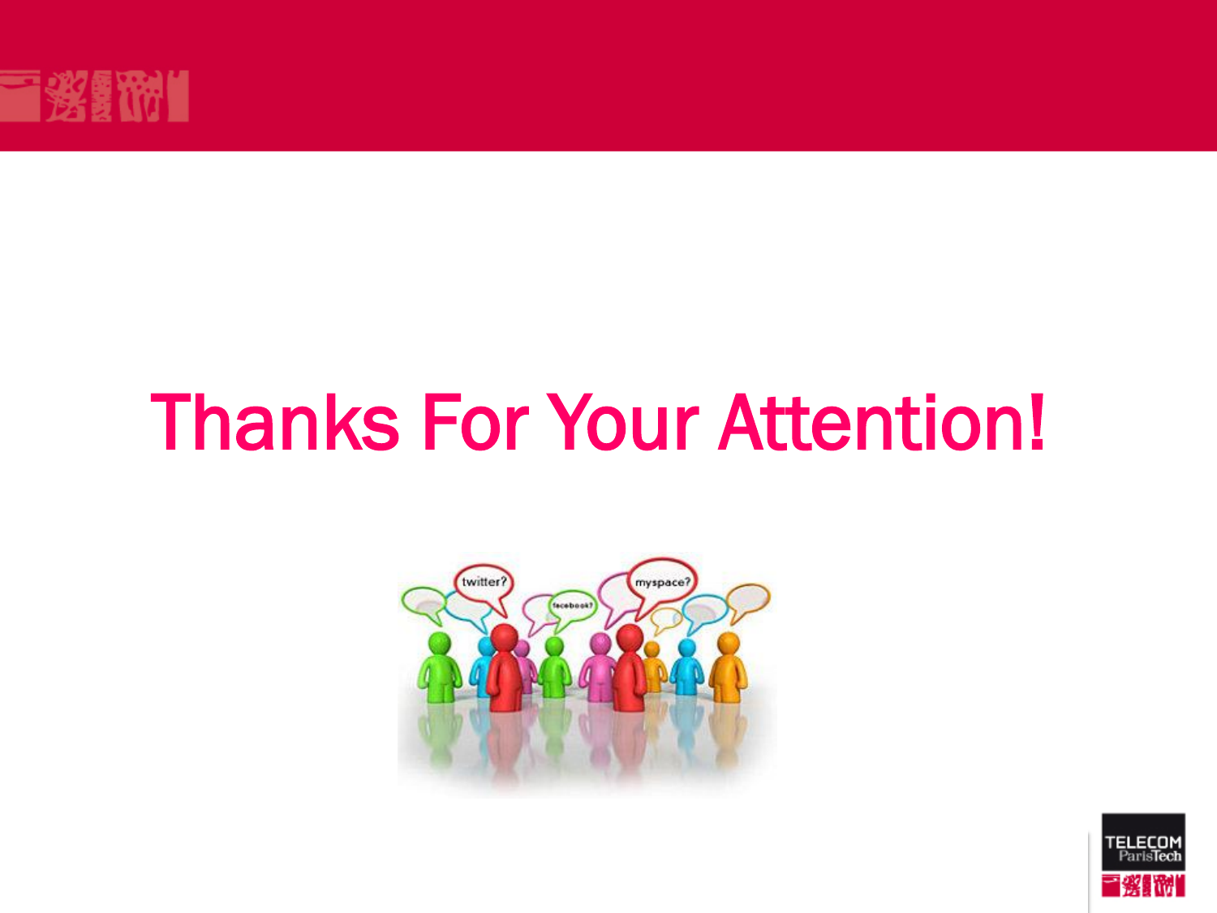# Thanks For Your Attention!